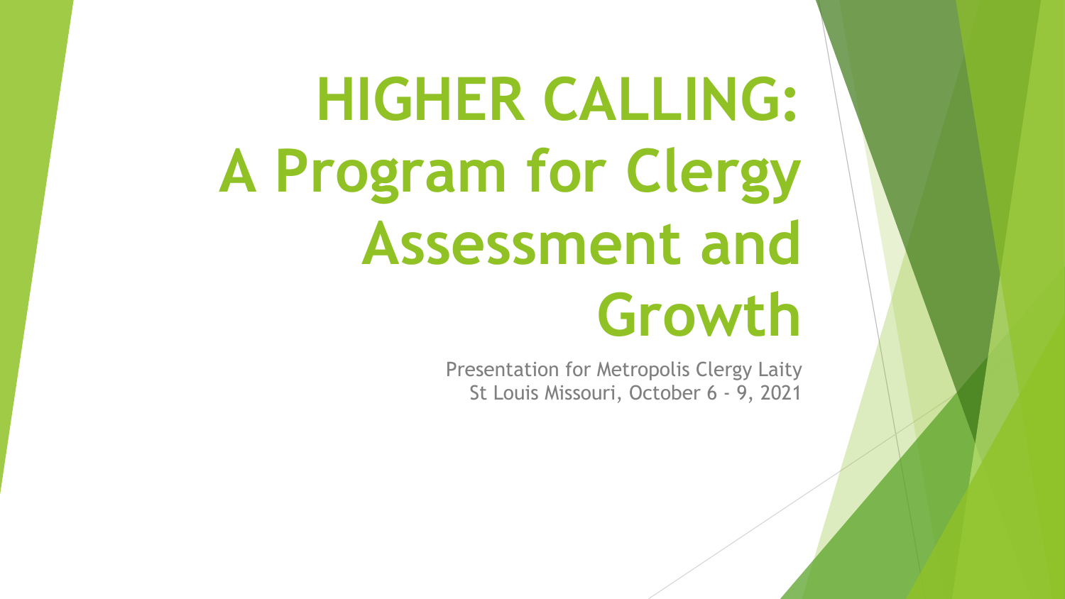# HIGHER CALLING: A Program for Clergy Assessment and Growth

Presentation for Metropolis Clergy Laity
St Louis Missouri, October 6 - 9, 2021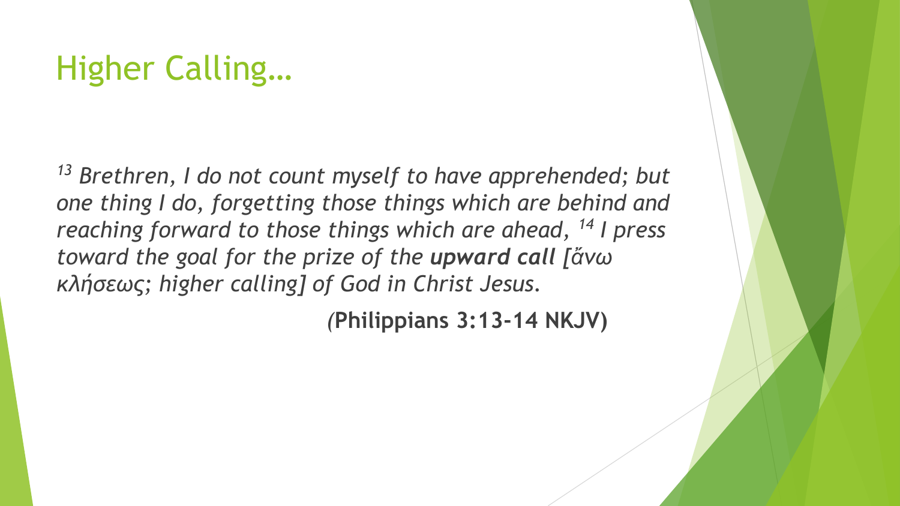# Higher Calling…

*13 Brethren, I do not count myself to have apprehended; but one thing I do, forgetting those things which are behind and reaching forward to those things which are ahead, 14 I press toward the goal for the prize of the **upward call** [ἄνω κλήσεως; higher calling] of God in Christ Jesus.*

*(***Philippians 3:13-14 NKJV)**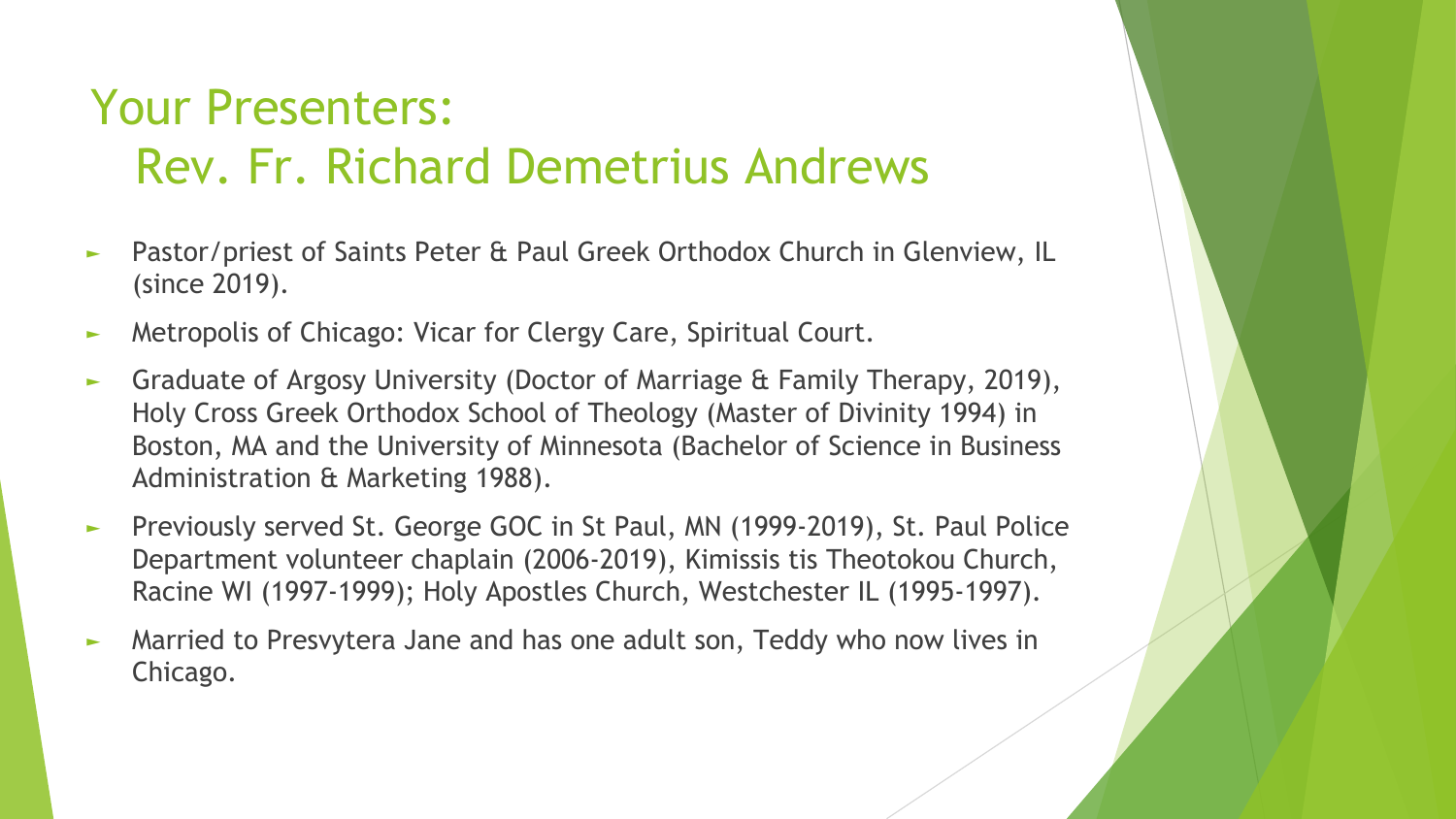# Your Presenters:
## Rev. Fr. Richard Demetrius Andrews

- Pastor/priest of Saints Peter & Paul Greek Orthodox Church in Glenview, IL (since 2019).
- Metropolis of Chicago: Vicar for Clergy Care, Spiritual Court.
- Graduate of Argosy University (Doctor of Marriage & Family Therapy, 2019), Holy Cross Greek Orthodox School of Theology (Master of Divinity 1994) in Boston, MA and the University of Minnesota (Bachelor of Science in Business Administration & Marketing 1988).
- Previously served St. George GOC in St Paul, MN (1999-2019), St. Paul Police Department volunteer chaplain (2006-2019), Kimissis tis Theotokou Church, Racine WI (1997-1999); Holy Apostles Church, Westchester IL (1995-1997).
- Married to Presvytera Jane and has one adult son, Teddy who now lives in Chicago.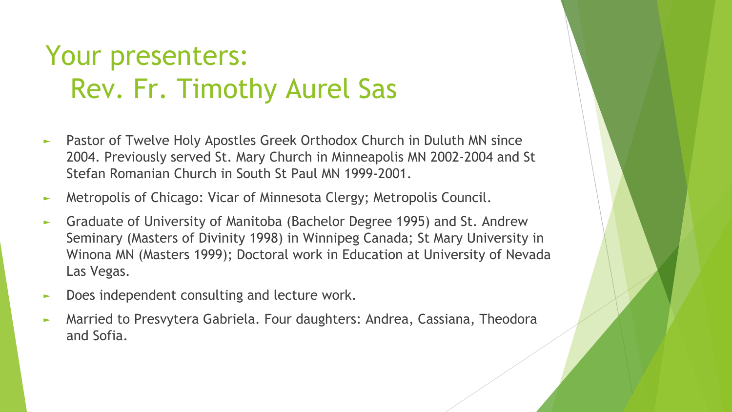# Your presenters:
## Rev. Fr. Timothy Aurel Sas

- Pastor of Twelve Holy Apostles Greek Orthodox Church in Duluth MN since 2004. Previously served St. Mary Church in Minneapolis MN 2002-2004 and St Stefan Romanian Church in South St Paul MN 1999-2001.
- Metropolis of Chicago: Vicar of Minnesota Clergy; Metropolis Council.
- Graduate of University of Manitoba (Bachelor Degree 1995) and St. Andrew Seminary (Masters of Divinity 1998) in Winnipeg Canada; St Mary University in Winona MN (Masters 1999); Doctoral work in Education at University of Nevada Las Vegas.
- Does independent consulting and lecture work.
- Married to Presvytera Gabriela. Four daughters: Andrea, Cassiana, Theodora and Sofia.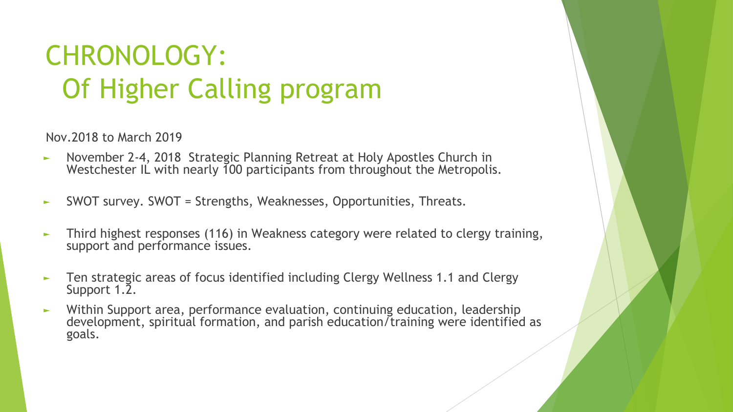# CHRONOLOGY: Of Higher Calling program

Nov.2018 to March 2019

- November 2-4, 2018 Strategic Planning Retreat at Holy Apostles Church in Westchester IL with nearly 100 participants from throughout the Metropolis.
- SWOT survey. SWOT = Strengths, Weaknesses, Opportunities, Threats.
- Third highest responses (116) in Weakness category were related to clergy training, support and performance issues.
- Ten strategic areas of focus identified including Clergy Wellness 1.1 and Clergy Support 1.2.
- Within Support area, performance evaluation, continuing education, leadership development, spiritual formation, and parish education/training were identified as goals.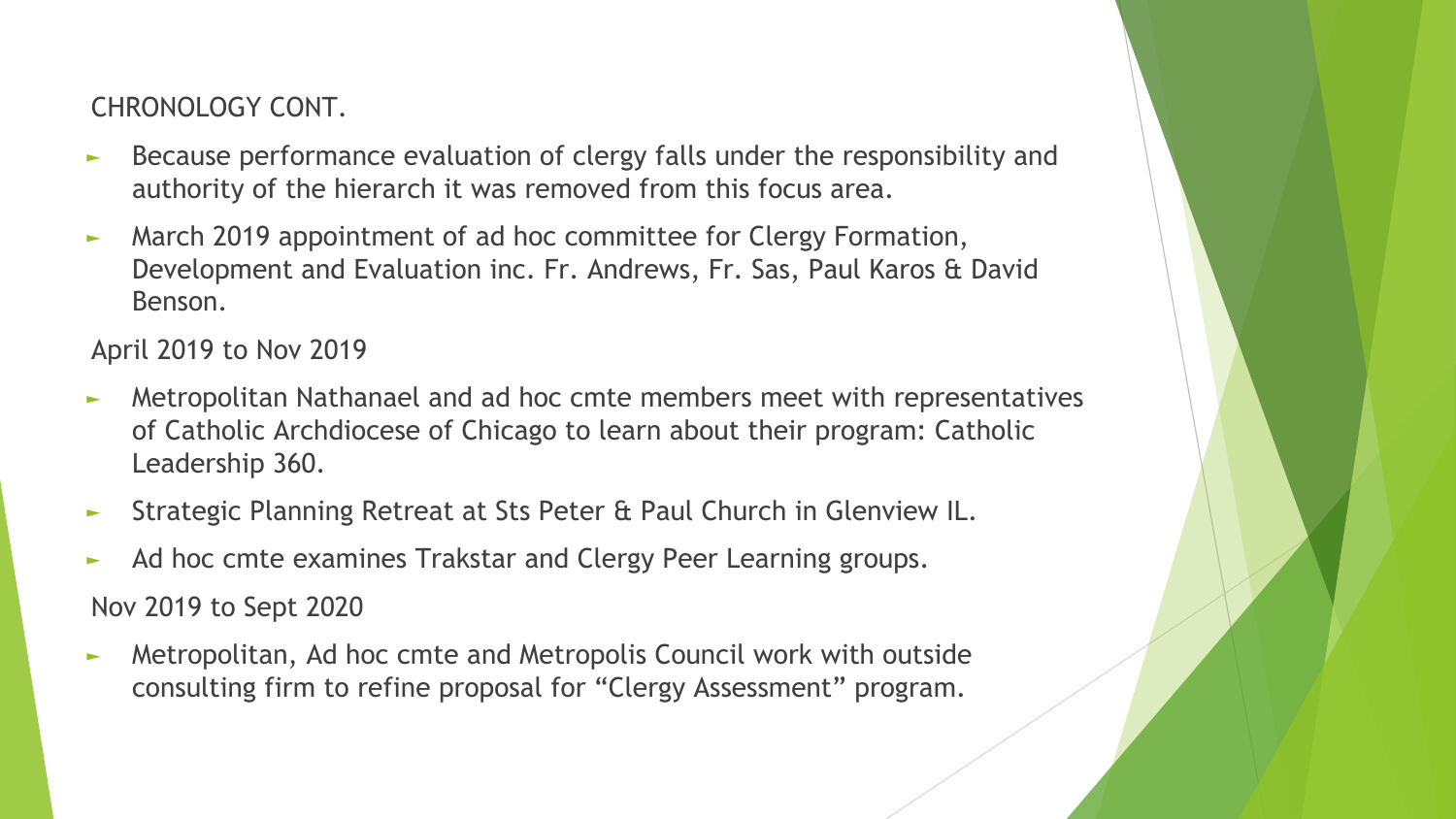## CHRONOLOGY CONT.

- Because performance evaluation of clergy falls under the responsibility and authority of the hierarch it was removed from this focus area.
- March 2019 appointment of ad hoc committee for Clergy Formation, Development and Evaluation inc. Fr. Andrews, Fr. Sas, Paul Karos & David Benson.

April 2019 to Nov 2019

- Metropolitan Nathanael and ad hoc cmte members meet with representatives of Catholic Archdiocese of Chicago to learn about their program: Catholic Leadership 360.
- Strategic Planning Retreat at Sts Peter & Paul Church in Glenview IL.
- Ad hoc cmte examines Trakstar and Clergy Peer Learning groups.

Nov 2019 to Sept 2020

- Metropolitan, Ad hoc cmte and Metropolis Council work with outside consulting firm to refine proposal for "Clergy Assessment" program.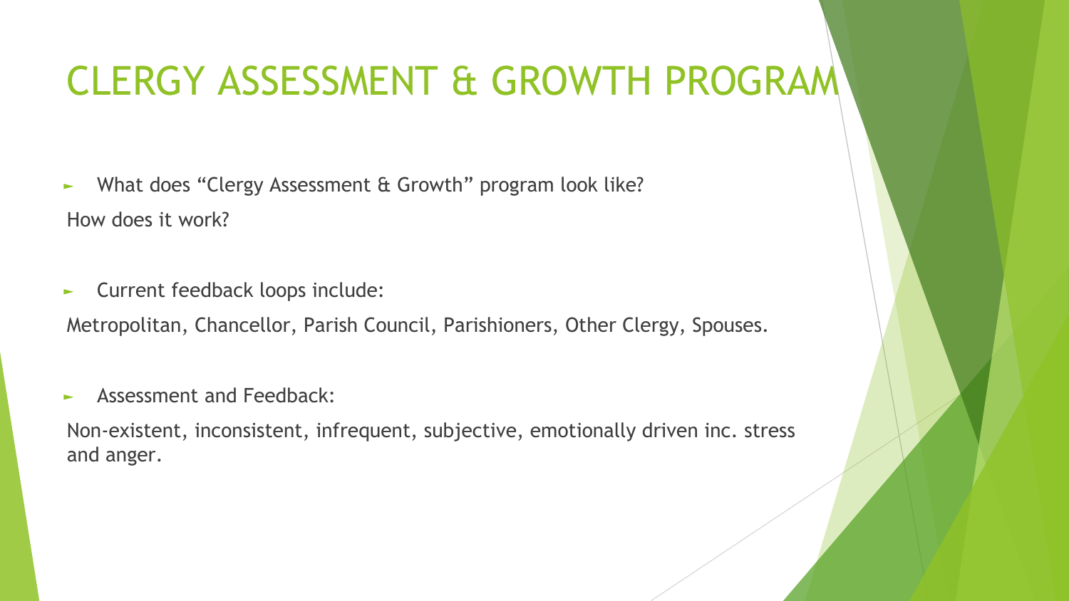# CLERGY ASSESSMENT & GROWTH PROGRAM

- What does “Clergy Assessment & Growth” program look like?

How does it work?

- Current feedback loops include:

Metropolitan, Chancellor, Parish Council, Parishioners, Other Clergy, Spouses.

- Assessment and Feedback:

Non-existent, inconsistent, infrequent, subjective, emotionally driven inc. stress and anger.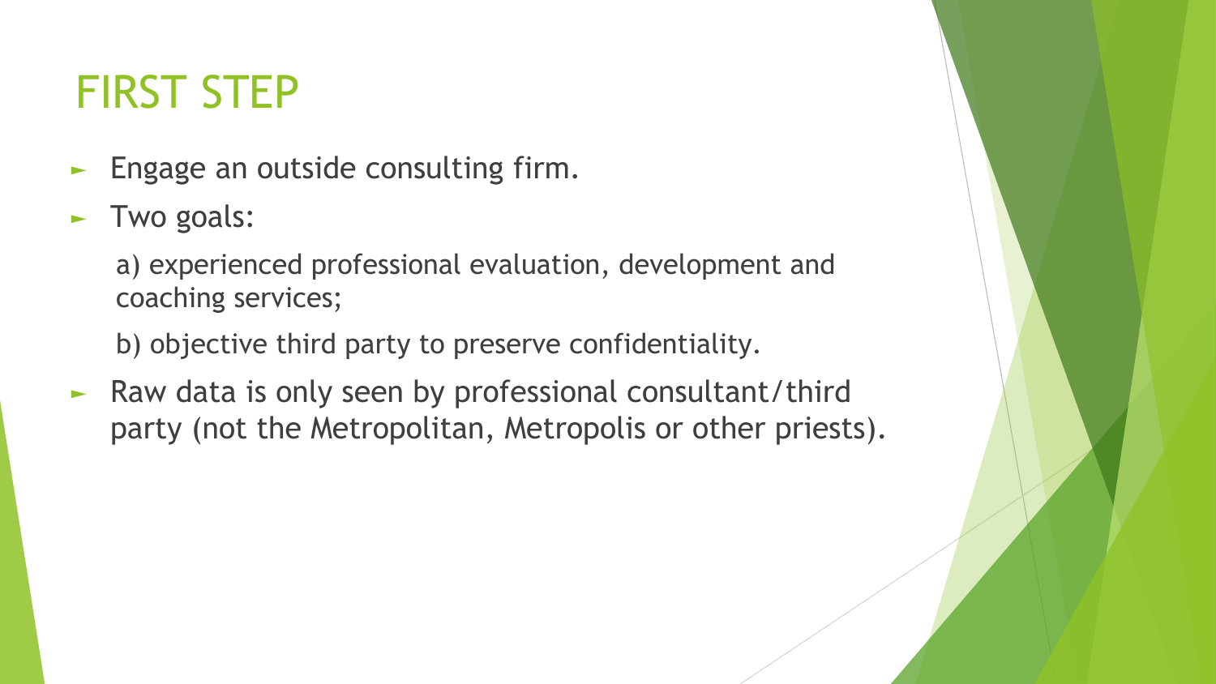# FIRST STEP

- Engage an outside consulting firm.
- Two goals:

  a) experienced professional evaluation, development and coaching services;

  b) objective third party to preserve confidentiality.
- Raw data is only seen by professional consultant/third party (not the Metropolitan, Metropolis or other priests).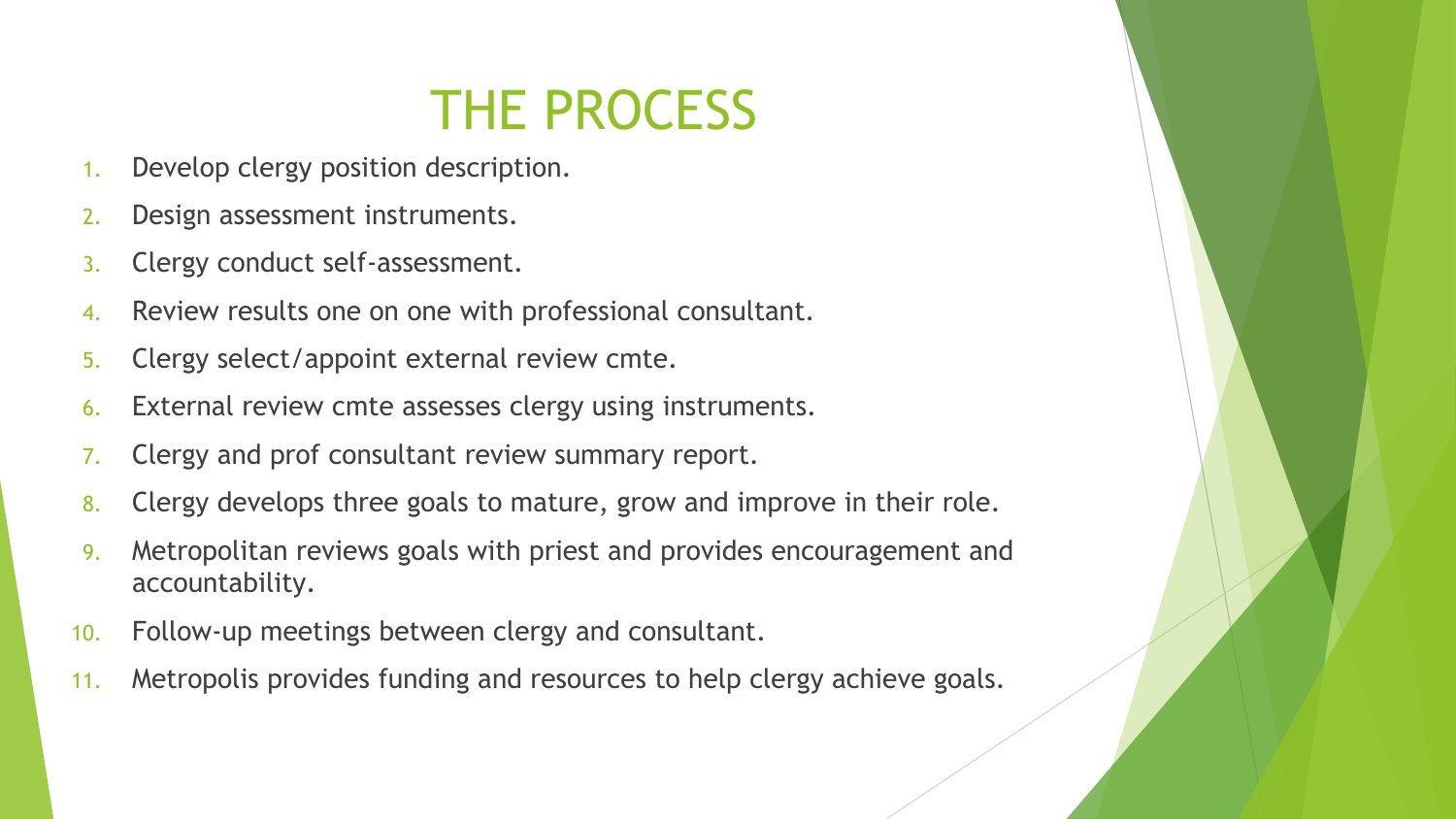# THE PROCESS

1. Develop clergy position description.
2. Design assessment instruments.
3. Clergy conduct self-assessment.
4. Review results one on one with professional consultant.
5. Clergy select/appoint external review cmte.
6. External review cmte assesses clergy using instruments.
7. Clergy and prof consultant review summary report.
8. Clergy develops three goals to mature, grow and improve in their role.
9. Metropolitan reviews goals with priest and provides encouragement and accountability.
10. Follow-up meetings between clergy and consultant.
11. Metropolis provides funding and resources to help clergy achieve goals.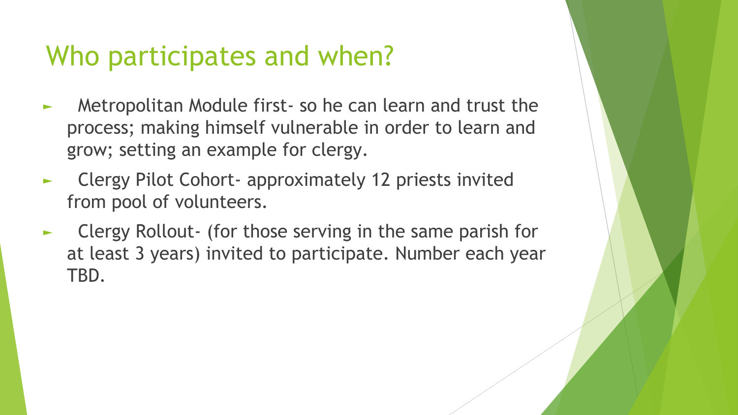# Who participates and when?

- Metropolitan Module first- so he can learn and trust the process; making himself vulnerable in order to learn and grow; setting an example for clergy.
- Clergy Pilot Cohort- approximately 12 priests invited from pool of volunteers.
- Clergy Rollout- (for those serving in the same parish for at least 3 years) invited to participate. Number each year TBD.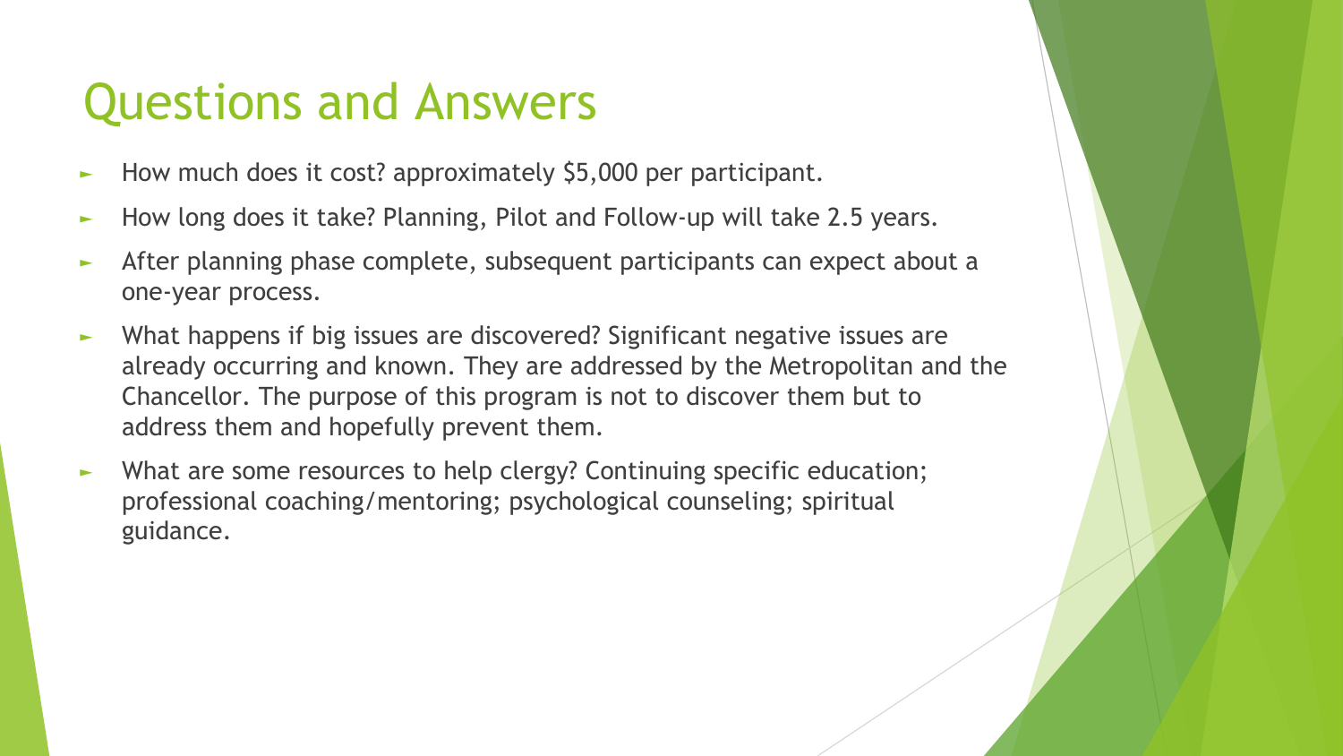# Questions and Answers

- How much does it cost? approximately $5,000 per participant.
- How long does it take? Planning, Pilot and Follow-up will take 2.5 years.
- After planning phase complete, subsequent participants can expect about a one-year process.
- What happens if big issues are discovered? Significant negative issues are already occurring and known. They are addressed by the Metropolitan and the Chancellor. The purpose of this program is not to discover them but to address them and hopefully prevent them.
- What are some resources to help clergy? Continuing specific education; professional coaching/mentoring; psychological counseling; spiritual guidance.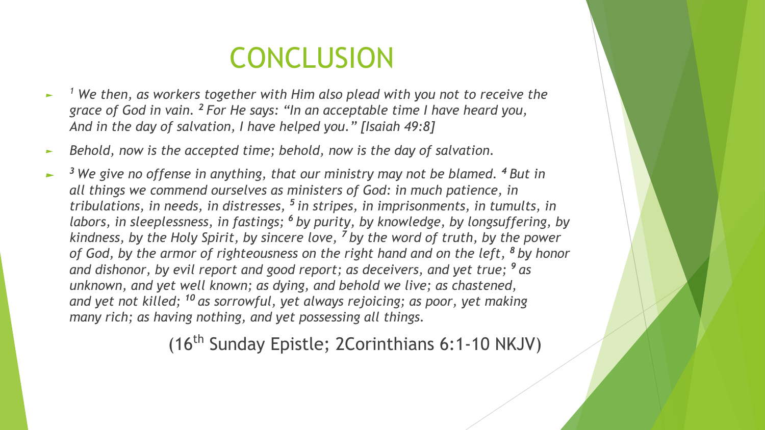# CONCLUSION

- *[1] We then, as workers together with Him also plead with you not to receive the grace of God in vain. [2] For He says: "In an acceptable time I have heard you, And in the day of salvation, I have helped you." [Isaiah 49:8]*
- *Behold, now is the accepted time; behold, now is the day of salvation.*
- *[3] We give no offense in anything, that our ministry may not be blamed. [4] But in all things we commend ourselves as ministers of God: in much patience, in tribulations, in needs, in distresses, [5] in stripes, in imprisonments, in tumults, in labors, in sleeplessness, in fastings; [6] by purity, by knowledge, by longsuffering, by kindness, by the Holy Spirit, by sincere love, [7] by the word of truth, by the power of God, by the armor of righteousness on the right hand and on the left, [8] by honor and dishonor, by evil report and good report; as deceivers, and yet true; [9] as unknown, and yet well known; as dying, and behold we live; as chastened, and yet not killed; [10] as sorrowful, yet always rejoicing; as poor, yet making many rich; as having nothing, and yet possessing all things.*

(16th Sunday Epistle; 2Corinthians 6:1-10 NKJV)